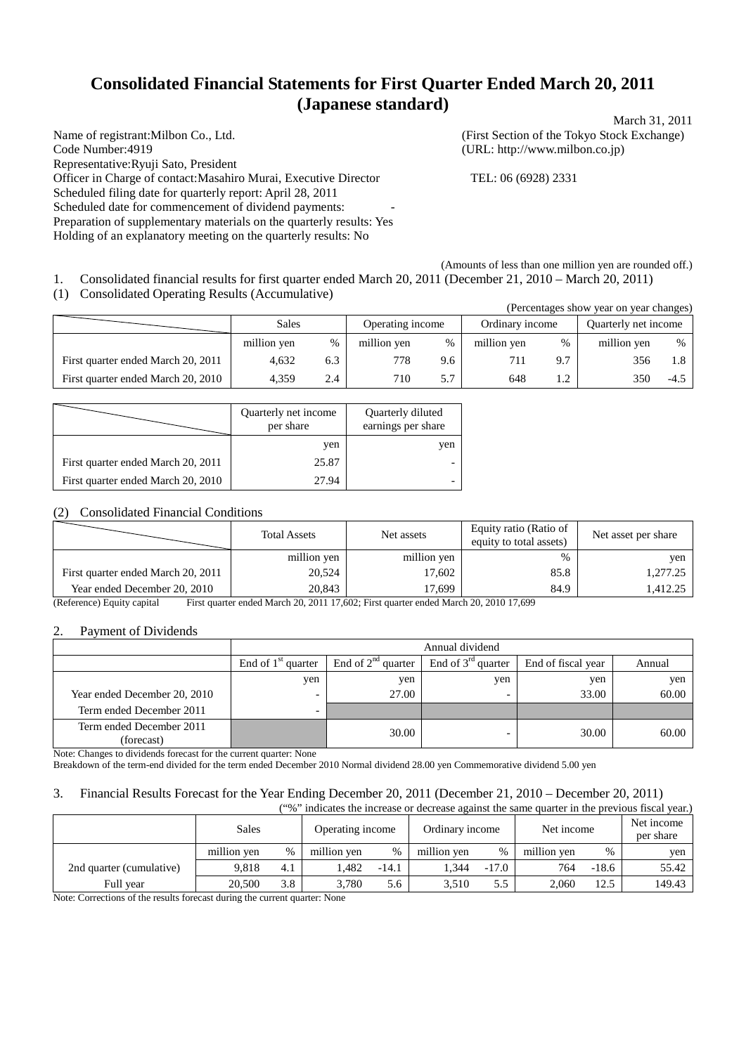# Consolidated Financial Statements for First Quarter Ended March 20, 2011 (Japanese standard)

March 31, 2011

Name of registrant:Milbon Co., Ltd. (First Section of the Tokyo Stock Exchange)
Code Number:4919 (URL: http://www.milbon.co.jp)
Representative:Ryuji Sato, President
Officer in Charge of contact:Masahiro Murai, Executive Director TEL: 06 (6928) 2331
Scheduled filing date for quarterly report: April 28, 2011
Scheduled date for commencement of dividend payments: -
Preparation of supplementary materials on the quarterly results: Yes
Holding of an explanatory meeting on the quarterly results: No

(Amounts of less than one million yen are rounded off.)

1. Consolidated financial results for first quarter ended March 20, 2011 (December 21, 2010 – March 20, 2011)

(1) Consolidated Operating Results (Accumulative)

(Percentages show year on year changes)

| | Sales | | Operating income | | Ordinary income | | Quarterly net income | |
|---|---|---|---|---|---|---|---|---|
| | million yen | % | million yen | % | million yen | % | million yen | % |
| First quarter ended March 20, 2011 | 4,632 | 6.3 | 778 | 9.6 | 711 | 9.7 | 356 | 1.8 |
| First quarter ended March 20, 2010 | 4,359 | 2.4 | 710 | 5.7 | 648 | 1.2 | 350 | -4.5 |

| | Quarterly net income per share | Quarterly diluted earnings per share |
|---|---|---|
| | yen | yen |
| First quarter ended March 20, 2011 | 25.87 | - |
| First quarter ended March 20, 2010 | 27.94 | - |

(2) Consolidated Financial Conditions

| | Total Assets | Net assets | Equity ratio (Ratio of equity to total assets) | Net asset per share |
|---|---|---|---|---|
| | million yen | million yen | % | yen |
| First quarter ended March 20, 2011 | 20,524 | 17,602 | 85.8 | 1,277.25 |
| Year ended December 20, 2010 | 20,843 | 17,699 | 84.9 | 1,412.25 |

(Reference) Equity capital First quarter ended March 20, 2011 17,602; First quarter ended March 20, 2010 17,699

2. Payment of Dividends

| | Annual dividend | | | | |
|---|---|---|---|---|---|
| | End of 1st quarter | End of 2nd quarter | End of 3rd quarter | End of fiscal year | Annual |
| | yen | yen | yen | yen | yen |
| Year ended December 20, 2010 | - | 27.00 | - | 33.00 | 60.00 |
| Term ended December 2011 | - | | | | |
| Term ended December 2011 (forecast) | | 30.00 | - | 30.00 | 60.00 |

Note: Changes to dividends forecast for the current quarter: None
Breakdown of the term-end divided for the term ended December 2010 Normal dividend 28.00 yen Commemorative dividend 5.00 yen

3. Financial Results Forecast for the Year Ending December 20, 2011 (December 21, 2010 – December 20, 2011)

("%" indicates the increase or decrease against the same quarter in the previous fiscal year.)

| | Sales | | Operating income | | Ordinary income | | Net income | | Net income per share |
|---|---|---|---|---|---|---|---|---|---|
| | million yen | % | million yen | % | million yen | % | million yen | % | yen |
| 2nd quarter (cumulative) | 9,818 | 4.1 | 1,482 | -14.1 | 1,344 | -17.0 | 764 | -18.6 | 55.42 |
| Full year | 20,500 | 3.8 | 3,780 | 5.6 | 3,510 | 5.5 | 2,060 | 12.5 | 149.43 |

Note: Corrections of the results forecast during the current quarter: None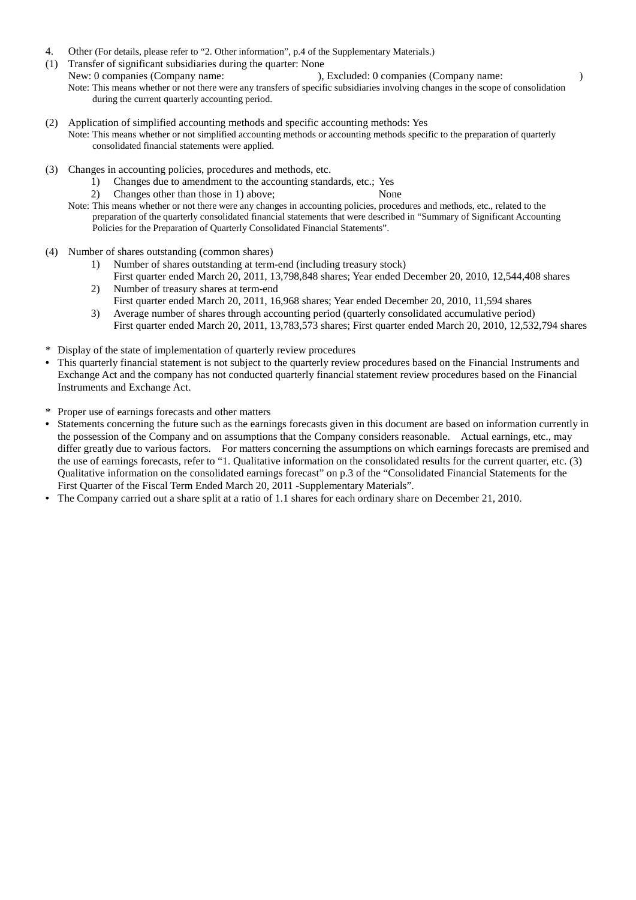4. Other (For details, please refer to "2. Other information", p.4 of the Supplementary Materials.)

(1) Transfer of significant subsidiaries during the quarter: None
New: 0 companies (Company name: ), Excluded: 0 companies (Company name: )
Note: This means whether or not there were any transfers of specific subsidiaries involving changes in the scope of consolidation during the current quarterly accounting period.

(2) Application of simplified accounting methods and specific accounting methods: Yes
Note: This means whether or not simplified accounting methods or accounting methods specific to the preparation of quarterly consolidated financial statements were applied.

(3) Changes in accounting policies, procedures and methods, etc.
1) Changes due to amendment to the accounting standards, etc.; Yes
2) Changes other than those in 1) above; None
Note: This means whether or not there were any changes in accounting policies, procedures and methods, etc., related to the preparation of the quarterly consolidated financial statements that were described in "Summary of Significant Accounting Policies for the Preparation of Quarterly Consolidated Financial Statements".

(4) Number of shares outstanding (common shares)
1) Number of shares outstanding at term-end (including treasury stock)
First quarter ended March 20, 2011, 13,798,848 shares; Year ended December 20, 2010, 12,544,408 shares
2) Number of treasury shares at term-end
First quarter ended March 20, 2011, 16,968 shares; Year ended December 20, 2010, 11,594 shares
3) Average number of shares through accounting period (quarterly consolidated accumulative period)
First quarter ended March 20, 2011, 13,783,573 shares; First quarter ended March 20, 2010, 12,532,794 shares

\* Display of the state of implementation of quarterly review procedures

- This quarterly financial statement is not subject to the quarterly review procedures based on the Financial Instruments and Exchange Act and the company has not conducted quarterly financial statement review procedures based on the Financial Instruments and Exchange Act.

\* Proper use of earnings forecasts and other matters

- Statements concerning the future such as the earnings forecasts given in this document are based on information currently in the possession of the Company and on assumptions that the Company considers reasonable. Actual earnings, etc., may differ greatly due to various factors. For matters concerning the assumptions on which earnings forecasts are premised and the use of earnings forecasts, refer to "1. Qualitative information on the consolidated results for the current quarter, etc. (3) Qualitative information on the consolidated earnings forecast" on p.3 of the "Consolidated Financial Statements for the First Quarter of the Fiscal Term Ended March 20, 2011 -Supplementary Materials".
- The Company carried out a share split at a ratio of 1.1 shares for each ordinary share on December 21, 2010.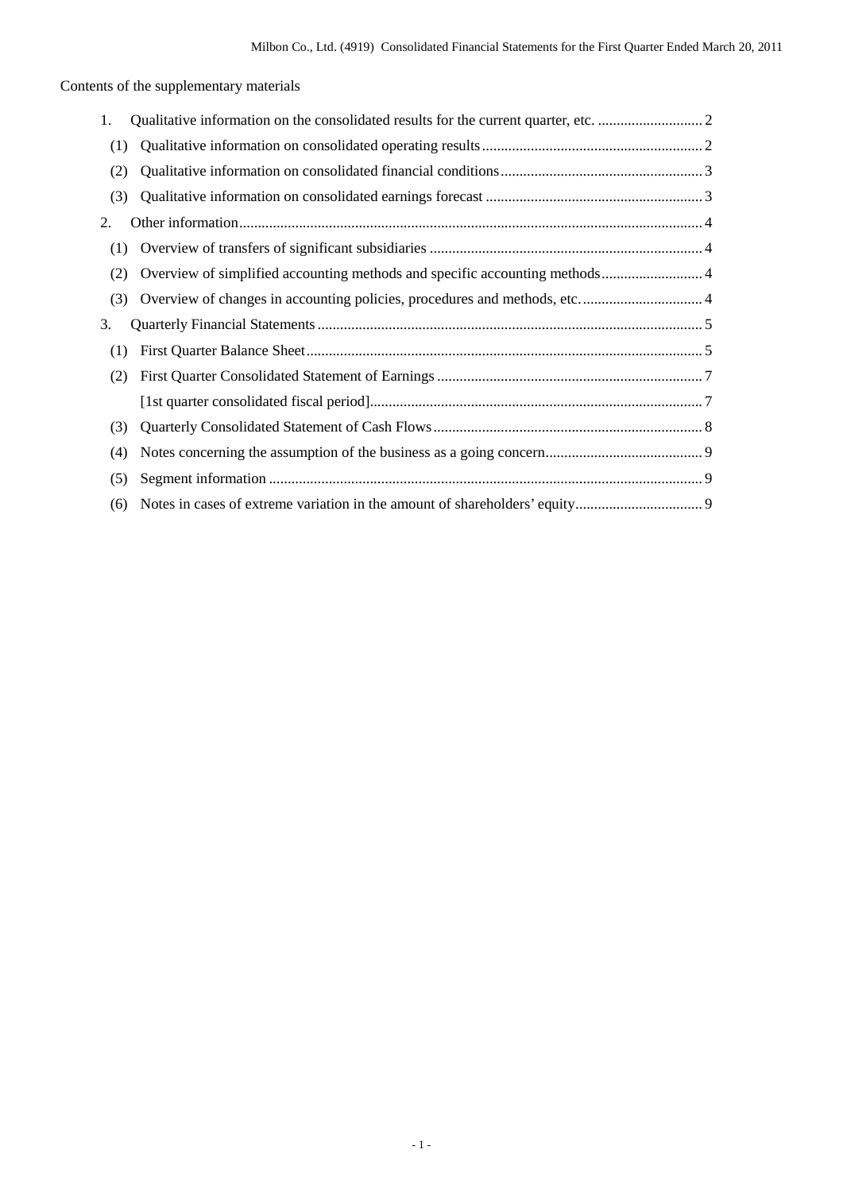Contents of the supplementary materials

1. Qualitative information on the consolidated results for the current quarter, etc. ............................ 2
   - (1) Qualitative information on consolidated operating results ........................................................... 2
   - (2) Qualitative information on consolidated financial conditions ...................................................... 3
   - (3) Qualitative information on consolidated earnings forecast .......................................................... 3
2. Other information ........................................................................................................................... 4
   - (1) Overview of transfers of significant subsidiaries ......................................................................... 4
   - (2) Overview of simplified accounting methods and specific accounting methods ........................... 4
   - (3) Overview of changes in accounting policies, procedures and methods, etc. ................................ 4
3. Quarterly Financial Statements ...................................................................................................... 5
   - (1) First Quarter Balance Sheet ......................................................................................................... 5
   - (2) First Quarter Consolidated Statement of Earnings ...................................................................... 7
     - [1st quarter consolidated fiscal period] ........................................................................................ 7
   - (3) Quarterly Consolidated Statement of Cash Flows ........................................................................ 8
   - (4) Notes concerning the assumption of the business as a going concern .......................................... 9
   - (5) Segment information ................................................................................................................... 9
   - (6) Notes in cases of extreme variation in the amount of shareholders' equity .................................. 9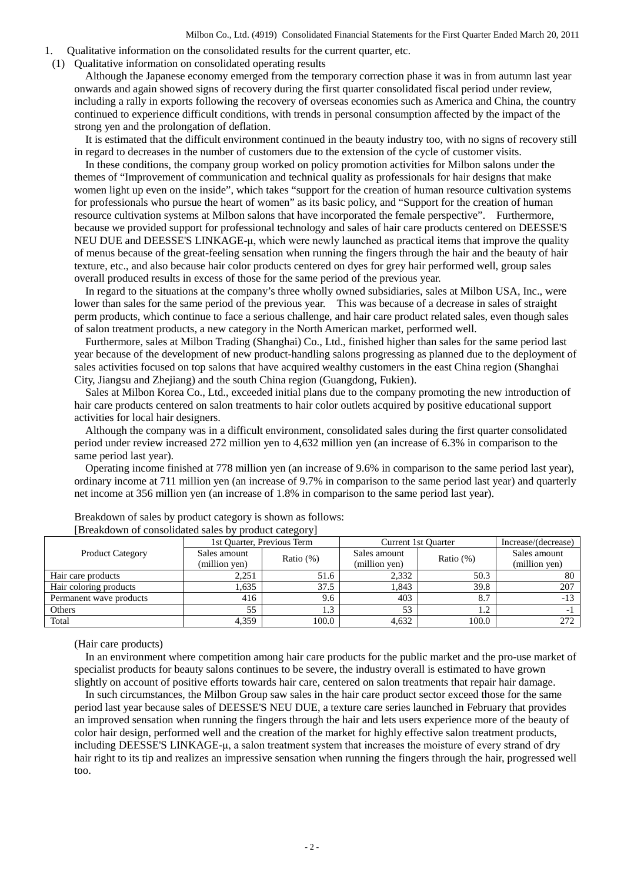1. Qualitative information on the consolidated results for the current quarter, etc.

(1) Qualitative information on consolidated operating results

Although the Japanese economy emerged from the temporary correction phase it was in from autumn last year onwards and again showed signs of recovery during the first quarter consolidated fiscal period under review, including a rally in exports following the recovery of overseas economies such as America and China, the country continued to experience difficult conditions, with trends in personal consumption affected by the impact of the strong yen and the prolongation of deflation.

It is estimated that the difficult environment continued in the beauty industry too, with no signs of recovery still in regard to decreases in the number of customers due to the extension of the cycle of customer visits.

In these conditions, the company group worked on policy promotion activities for Milbon salons under the themes of "Improvement of communication and technical quality as professionals for hair designs that make women light up even on the inside", which takes "support for the creation of human resource cultivation systems for professionals who pursue the heart of women" as its basic policy, and "Support for the creation of human resource cultivation systems at Milbon salons that have incorporated the female perspective". Furthermore, because we provided support for professional technology and sales of hair care products centered on DEESSE'S NEU DUE and DEESSE'S LINKAGE-μ, which were newly launched as practical items that improve the quality of menus because of the great-feeling sensation when running the fingers through the hair and the beauty of hair texture, etc., and also because hair color products centered on dyes for grey hair performed well, group sales overall produced results in excess of those for the same period of the previous year.

In regard to the situations at the company's three wholly owned subsidiaries, sales at Milbon USA, Inc., were lower than sales for the same period of the previous year. This was because of a decrease in sales of straight perm products, which continue to face a serious challenge, and hair care product related sales, even though sales of salon treatment products, a new category in the North American market, performed well.

Furthermore, sales at Milbon Trading (Shanghai) Co., Ltd., finished higher than sales for the same period last year because of the development of new product-handling salons progressing as planned due to the deployment of sales activities focused on top salons that have acquired wealthy customers in the east China region (Shanghai City, Jiangsu and Zhejiang) and the south China region (Guangdong, Fukien).

Sales at Milbon Korea Co., Ltd., exceeded initial plans due to the company promoting the new introduction of hair care products centered on salon treatments to hair color outlets acquired by positive educational support activities for local hair designers.

Although the company was in a difficult environment, consolidated sales during the first quarter consolidated period under review increased 272 million yen to 4,632 million yen (an increase of 6.3% in comparison to the same period last year).

Operating income finished at 778 million yen (an increase of 9.6% in comparison to the same period last year), ordinary income at 711 million yen (an increase of 9.7% in comparison to the same period last year) and quarterly net income at 356 million yen (an increase of 1.8% in comparison to the same period last year).

Breakdown of sales by product category is shown as follows:

[Breakdown of consolidated sales by product category]

| Product Category | 1st Quarter, Previous Term | | Current 1st Quarter | | Increase/(decrease) |
|---|---|---|---|---|---|
| | Sales amount (million yen) | Ratio (%) | Sales amount (million yen) | Ratio (%) | Sales amount (million yen) |
| Hair care products | 2,251 | 51.6 | 2,332 | 50.3 | 80 |
| Hair coloring products | 1,635 | 37.5 | 1,843 | 39.8 | 207 |
| Permanent wave products | 416 | 9.6 | 403 | 8.7 | -13 |
| Others | 55 | 1.3 | 53 | 1.2 | -1 |
| Total | 4,359 | 100.0 | 4,632 | 100.0 | 272 |

(Hair care products)

In an environment where competition among hair care products for the public market and the pro-use market of specialist products for beauty salons continues to be severe, the industry overall is estimated to have grown slightly on account of positive efforts towards hair care, centered on salon treatments that repair hair damage.

In such circumstances, the Milbon Group saw sales in the hair care product sector exceed those for the same period last year because sales of DEESSE'S NEU DUE, a texture care series launched in February that provides an improved sensation when running the fingers through the hair and lets users experience more of the beauty of color hair design, performed well and the creation of the market for highly effective salon treatment products, including DEESSE'S LINKAGE-μ, a salon treatment system that increases the moisture of every strand of dry hair right to its tip and realizes an impressive sensation when running the fingers through the hair, progressed well too.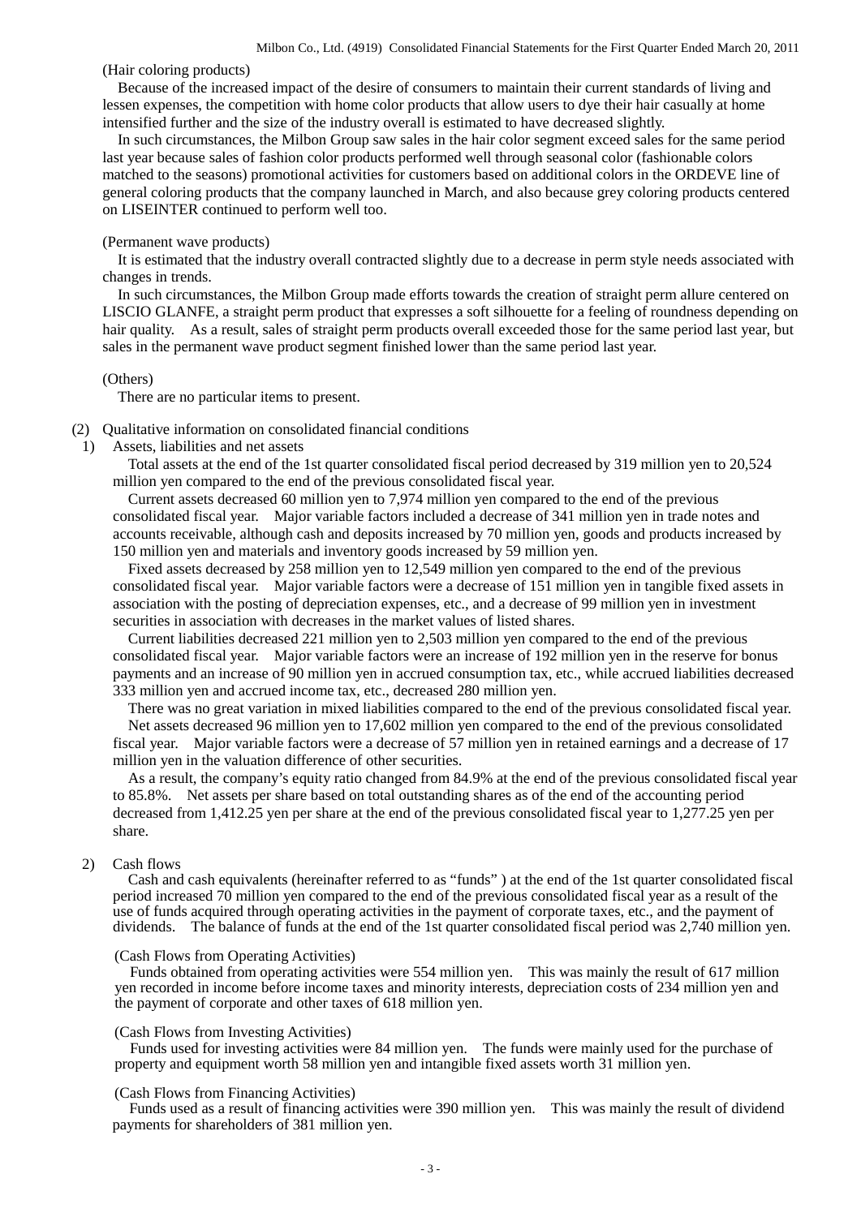(Hair coloring products)

Because of the increased impact of the desire of consumers to maintain their current standards of living and lessen expenses, the competition with home color products that allow users to dye their hair casually at home intensified further and the size of the industry overall is estimated to have decreased slightly.

In such circumstances, the Milbon Group saw sales in the hair color segment exceed sales for the same period last year because sales of fashion color products performed well through seasonal color (fashionable colors matched to the seasons) promotional activities for customers based on additional colors in the ORDEVE line of general coloring products that the company launched in March, and also because grey coloring products centered on LISEINTER continued to perform well too.

(Permanent wave products)

It is estimated that the industry overall contracted slightly due to a decrease in perm style needs associated with changes in trends.

In such circumstances, the Milbon Group made efforts towards the creation of straight perm allure centered on LISCIO GLANFE, a straight perm product that expresses a soft silhouette for a feeling of roundness depending on hair quality. As a result, sales of straight perm products overall exceeded those for the same period last year, but sales in the permanent wave product segment finished lower than the same period last year.

(Others)

There are no particular items to present.

(2) Qualitative information on consolidated financial conditions

1) Assets, liabilities and net assets

Total assets at the end of the 1st quarter consolidated fiscal period decreased by 319 million yen to 20,524 million yen compared to the end of the previous consolidated fiscal year.

Current assets decreased 60 million yen to 7,974 million yen compared to the end of the previous consolidated fiscal year. Major variable factors included a decrease of 341 million yen in trade notes and accounts receivable, although cash and deposits increased by 70 million yen, goods and products increased by 150 million yen and materials and inventory goods increased by 59 million yen.

Fixed assets decreased by 258 million yen to 12,549 million yen compared to the end of the previous consolidated fiscal year. Major variable factors were a decrease of 151 million yen in tangible fixed assets in association with the posting of depreciation expenses, etc., and a decrease of 99 million yen in investment securities in association with decreases in the market values of listed shares.

Current liabilities decreased 221 million yen to 2,503 million yen compared to the end of the previous consolidated fiscal year. Major variable factors were an increase of 192 million yen in the reserve for bonus payments and an increase of 90 million yen in accrued consumption tax, etc., while accrued liabilities decreased 333 million yen and accrued income tax, etc., decreased 280 million yen.

There was no great variation in mixed liabilities compared to the end of the previous consolidated fiscal year.

Net assets decreased 96 million yen to 17,602 million yen compared to the end of the previous consolidated fiscal year. Major variable factors were a decrease of 57 million yen in retained earnings and a decrease of 17 million yen in the valuation difference of other securities.

As a result, the company's equity ratio changed from 84.9% at the end of the previous consolidated fiscal year to 85.8%. Net assets per share based on total outstanding shares as of the end of the accounting period decreased from 1,412.25 yen per share at the end of the previous consolidated fiscal year to 1,277.25 yen per share.

2) Cash flows

Cash and cash equivalents (hereinafter referred to as "funds" ) at the end of the 1st quarter consolidated fiscal period increased 70 million yen compared to the end of the previous consolidated fiscal year as a result of the use of funds acquired through operating activities in the payment of corporate taxes, etc., and the payment of dividends. The balance of funds at the end of the 1st quarter consolidated fiscal period was 2,740 million yen.

(Cash Flows from Operating Activities)

Funds obtained from operating activities were 554 million yen. This was mainly the result of 617 million yen recorded in income before income taxes and minority interests, depreciation costs of 234 million yen and the payment of corporate and other taxes of 618 million yen.

(Cash Flows from Investing Activities)

Funds used for investing activities were 84 million yen. The funds were mainly used for the purchase of property and equipment worth 58 million yen and intangible fixed assets worth 31 million yen.

(Cash Flows from Financing Activities)

Funds used as a result of financing activities were 390 million yen. This was mainly the result of dividend payments for shareholders of 381 million yen.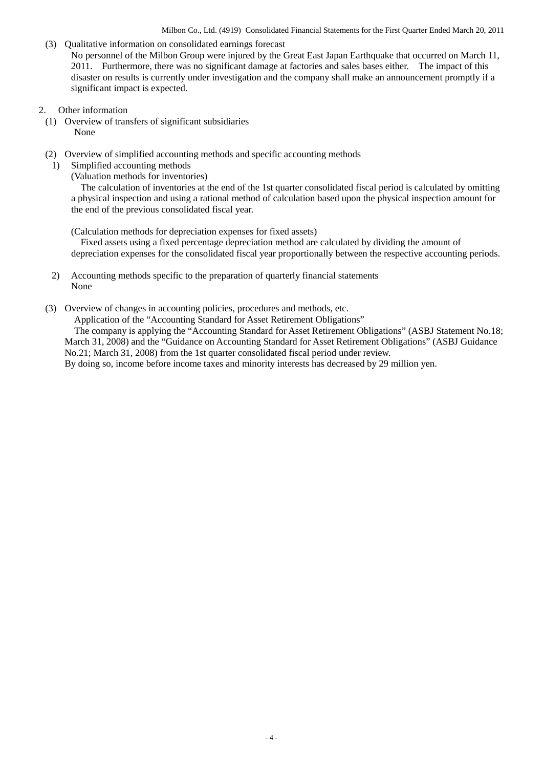(3) Qualitative information on consolidated earnings forecast

No personnel of the Milbon Group were injured by the Great East Japan Earthquake that occurred on March 11, 2011. Furthermore, there was no significant damage at factories and sales bases either. The impact of this disaster on results is currently under investigation and the company shall make an announcement promptly if a significant impact is expected.

2. Other information

(1) Overview of transfers of significant subsidiaries

None

(2) Overview of simplified accounting methods and specific accounting methods

1) Simplified accounting methods

(Valuation methods for inventories)

The calculation of inventories at the end of the 1st quarter consolidated fiscal period is calculated by omitting a physical inspection and using a rational method of calculation based upon the physical inspection amount for the end of the previous consolidated fiscal year.

(Calculation methods for depreciation expenses for fixed assets)

Fixed assets using a fixed percentage depreciation method are calculated by dividing the amount of depreciation expenses for the consolidated fiscal year proportionally between the respective accounting periods.

2) Accounting methods specific to the preparation of quarterly financial statements

None

(3) Overview of changes in accounting policies, procedures and methods, etc.

Application of the "Accounting Standard for Asset Retirement Obligations"

The company is applying the "Accounting Standard for Asset Retirement Obligations" (ASBJ Statement No.18; March 31, 2008) and the "Guidance on Accounting Standard for Asset Retirement Obligations" (ASBJ Guidance No.21; March 31, 2008) from the 1st quarter consolidated fiscal period under review.

By doing so, income before income taxes and minority interests has decreased by 29 million yen.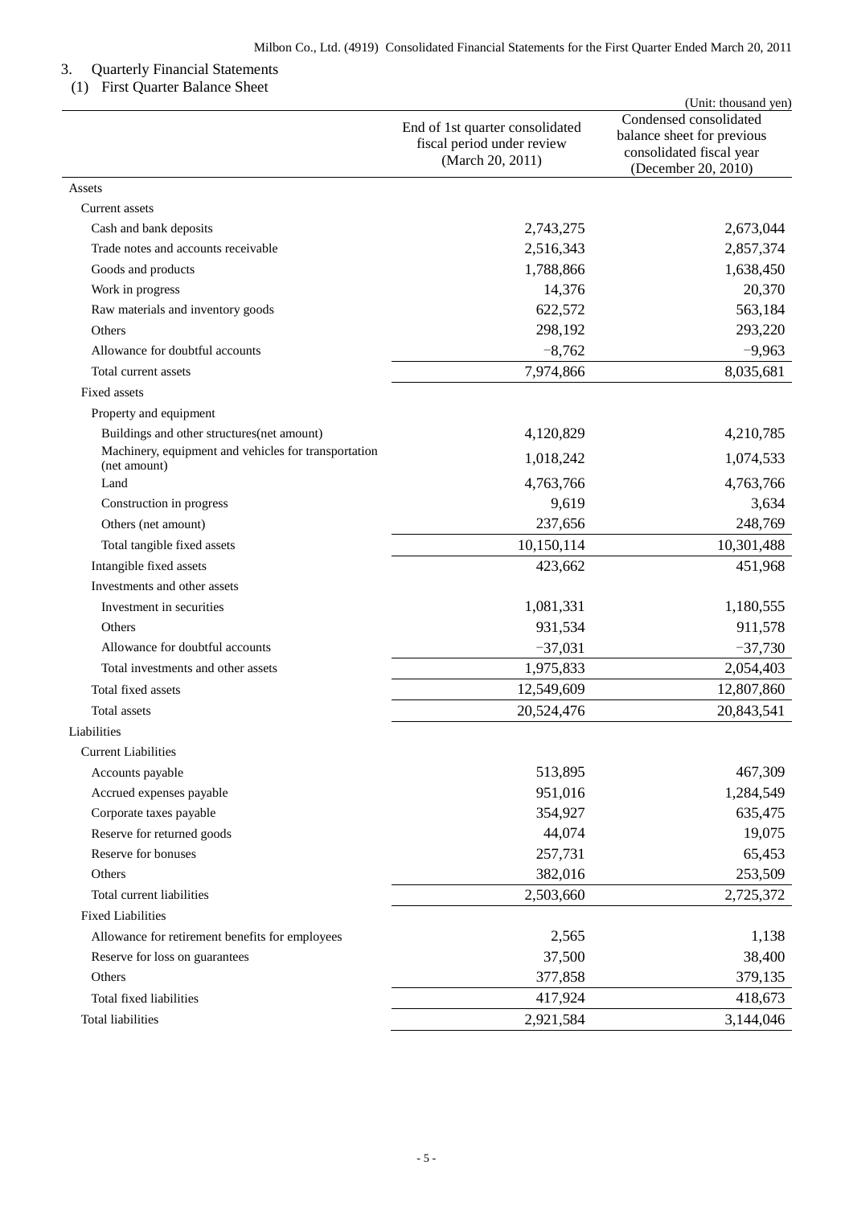## 3. Quarterly Financial Statements

### (1) First Quarter Balance Sheet

(Unit: thousand yen)

| | End of 1st quarter consolidated fiscal period under review (March 20, 2011) | Condensed consolidated balance sheet for previous consolidated fiscal year (December 20, 2010) |
|---|---|---|
| Assets | | |
| Current assets | | |
| Cash and bank deposits | 2,743,275 | 2,673,044 |
| Trade notes and accounts receivable | 2,516,343 | 2,857,374 |
| Goods and products | 1,788,866 | 1,638,450 |
| Work in progress | 14,376 | 20,370 |
| Raw materials and inventory goods | 622,572 | 563,184 |
| Others | 298,192 | 293,220 |
| Allowance for doubtful accounts | −8,762 | −9,963 |
| Total current assets | 7,974,866 | 8,035,681 |
| Fixed assets | | |
| Property and equipment | | |
| Buildings and other structures(net amount) | 4,120,829 | 4,210,785 |
| Machinery, equipment and vehicles for transportation (net amount) | 1,018,242 | 1,074,533 |
| Land | 4,763,766 | 4,763,766 |
| Construction in progress | 9,619 | 3,634 |
| Others (net amount) | 237,656 | 248,769 |
| Total tangible fixed assets | 10,150,114 | 10,301,488 |
| Intangible fixed assets | 423,662 | 451,968 |
| Investments and other assets | | |
| Investment in securities | 1,081,331 | 1,180,555 |
| Others | 931,534 | 911,578 |
| Allowance for doubtful accounts | −37,031 | −37,730 |
| Total investments and other assets | 1,975,833 | 2,054,403 |
| Total fixed assets | 12,549,609 | 12,807,860 |
| Total assets | 20,524,476 | 20,843,541 |
| Liabilities | | |
| Current Liabilities | | |
| Accounts payable | 513,895 | 467,309 |
| Accrued expenses payable | 951,016 | 1,284,549 |
| Corporate taxes payable | 354,927 | 635,475 |
| Reserve for returned goods | 44,074 | 19,075 |
| Reserve for bonuses | 257,731 | 65,453 |
| Others | 382,016 | 253,509 |
| Total current liabilities | 2,503,660 | 2,725,372 |
| Fixed Liabilities | | |
| Allowance for retirement benefits for employees | 2,565 | 1,138 |
| Reserve for loss on guarantees | 37,500 | 38,400 |
| Others | 377,858 | 379,135 |
| Total fixed liabilities | 417,924 | 418,673 |
| Total liabilities | 2,921,584 | 3,144,046 |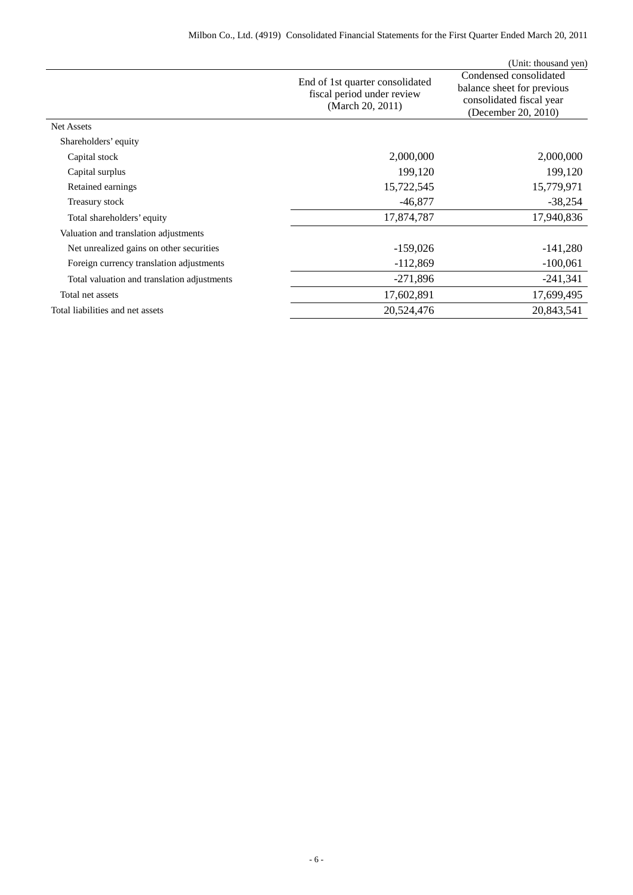(Unit: thousand yen)

| | End of 1st quarter consolidated fiscal period under review (March 20, 2011) | Condensed consolidated balance sheet for previous consolidated fiscal year (December 20, 2010) |
|---|---|---|
| Net Assets | | |
| Shareholders' equity | | |
| Capital stock | 2,000,000 | 2,000,000 |
| Capital surplus | 199,120 | 199,120 |
| Retained earnings | 15,722,545 | 15,779,971 |
| Treasury stock | -46,877 | -38,254 |
| Total shareholders' equity | 17,874,787 | 17,940,836 |
| Valuation and translation adjustments | | |
| Net unrealized gains on other securities | -159,026 | -141,280 |
| Foreign currency translation adjustments | -112,869 | -100,061 |
| Total valuation and translation adjustments | -271,896 | -241,341 |
| Total net assets | 17,602,891 | 17,699,495 |
| Total liabilities and net assets | 20,524,476 | 20,843,541 |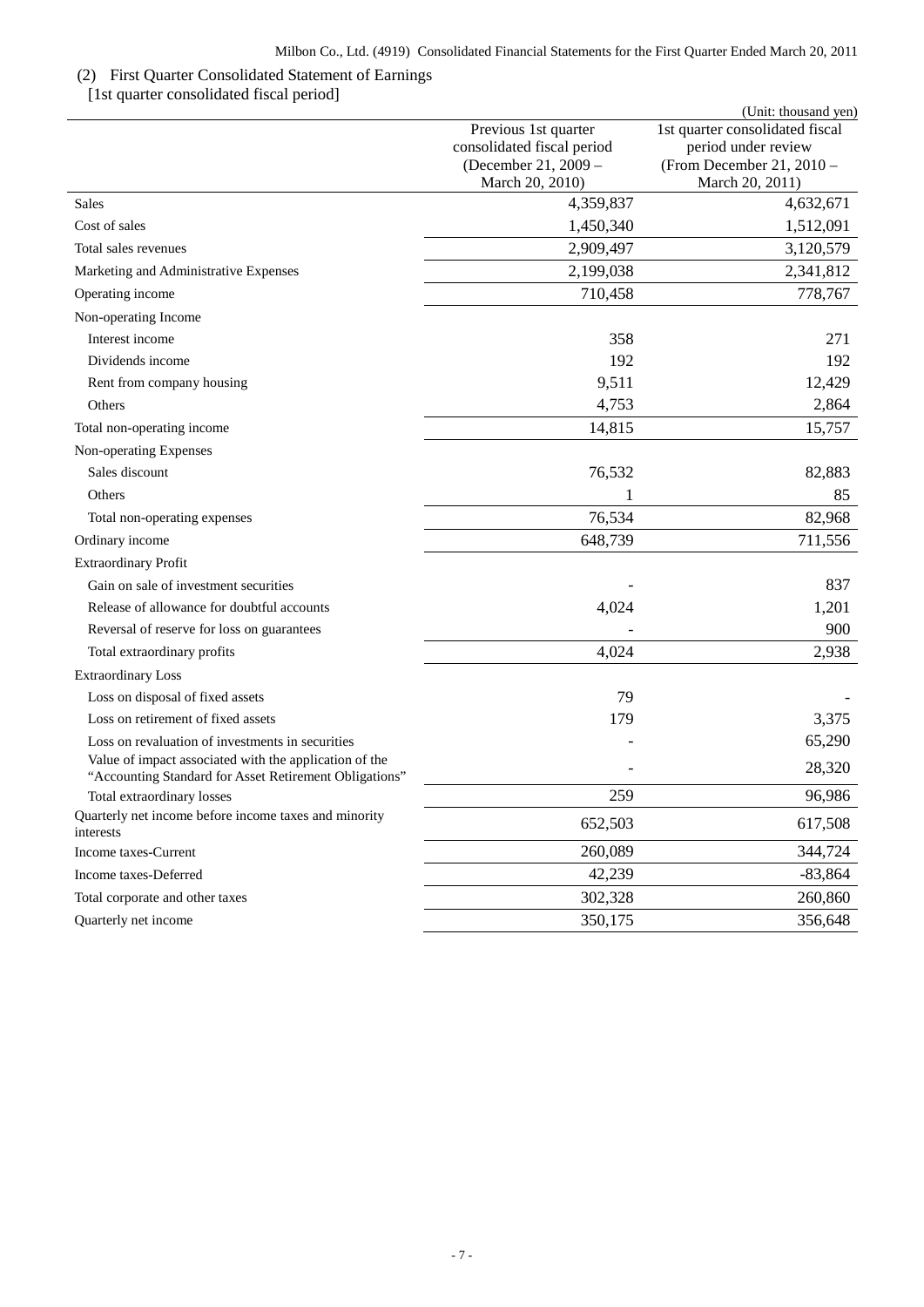## (2) First Quarter Consolidated Statement of Earnings

[1st quarter consolidated fiscal period]

(Unit: thousand yen)

| | Previous 1st quarter consolidated fiscal period (December 21, 2009 – March 20, 2010) | 1st quarter consolidated fiscal period under review (From December 21, 2010 – March 20, 2011) |
|---|---|---|
| Sales | 4,359,837 | 4,632,671 |
| Cost of sales | 1,450,340 | 1,512,091 |
| Total sales revenues | 2,909,497 | 3,120,579 |
| Marketing and Administrative Expenses | 2,199,038 | 2,341,812 |
| Operating income | 710,458 | 778,767 |
| Non-operating Income | | |
| Interest income | 358 | 271 |
| Dividends income | 192 | 192 |
| Rent from company housing | 9,511 | 12,429 |
| Others | 4,753 | 2,864 |
| Total non-operating income | 14,815 | 15,757 |
| Non-operating Expenses | | |
| Sales discount | 76,532 | 82,883 |
| Others | 1 | 85 |
| Total non-operating expenses | 76,534 | 82,968 |
| Ordinary income | 648,739 | 711,556 |
| Extraordinary Profit | | |
| Gain on sale of investment securities | - | 837 |
| Release of allowance for doubtful accounts | 4,024 | 1,201 |
| Reversal of reserve for loss on guarantees | - | 900 |
| Total extraordinary profits | 4,024 | 2,938 |
| Extraordinary Loss | | |
| Loss on disposal of fixed assets | 79 | - |
| Loss on retirement of fixed assets | 179 | 3,375 |
| Loss on revaluation of investments in securities | - | 65,290 |
| Value of impact associated with the application of the "Accounting Standard for Asset Retirement Obligations" | - | 28,320 |
| Total extraordinary losses | 259 | 96,986 |
| Quarterly net income before income taxes and minority interests | 652,503 | 617,508 |
| Income taxes-Current | 260,089 | 344,724 |
| Income taxes-Deferred | 42,239 | -83,864 |
| Total corporate and other taxes | 302,328 | 260,860 |
| Quarterly net income | 350,175 | 356,648 |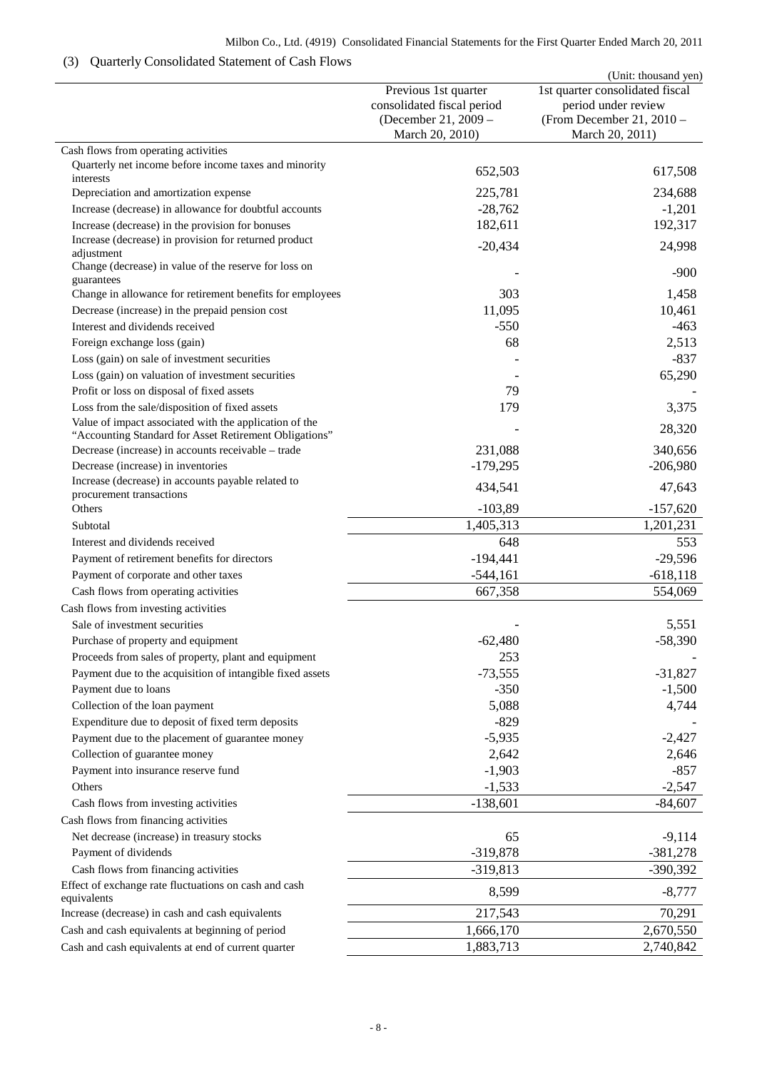## (3) Quarterly Consolidated Statement of Cash Flows

(Unit: thousand yen)

| | Previous 1st quarter consolidated fiscal period (December 21, 2009 – March 20, 2010) | 1st quarter consolidated fiscal period under review (From December 21, 2010 – March 20, 2011) |
|---|---|---|
| Cash flows from operating activities | | |
| Quarterly net income before income taxes and minority interests | 652,503 | 617,508 |
| Depreciation and amortization expense | 225,781 | 234,688 |
| Increase (decrease) in allowance for doubtful accounts | -28,762 | -1,201 |
| Increase (decrease) in the provision for bonuses | 182,611 | 192,317 |
| Increase (decrease) in provision for returned product adjustment | -20,434 | 24,998 |
| Change (decrease) in value of the reserve for loss on guarantees | - | -900 |
| Change in allowance for retirement benefits for employees | 303 | 1,458 |
| Decrease (increase) in the prepaid pension cost | 11,095 | 10,461 |
| Interest and dividends received | -550 | -463 |
| Foreign exchange loss (gain) | 68 | 2,513 |
| Loss (gain) on sale of investment securities | - | -837 |
| Loss (gain) on valuation of investment securities | - | 65,290 |
| Profit or loss on disposal of fixed assets | 79 | - |
| Loss from the sale/disposition of fixed assets | 179 | 3,375 |
| Value of impact associated with the application of the "Accounting Standard for Asset Retirement Obligations" | - | 28,320 |
| Decrease (increase) in accounts receivable – trade | 231,088 | 340,656 |
| Decrease (increase) in inventories | -179,295 | -206,980 |
| Increase (decrease) in accounts payable related to procurement transactions | 434,541 | 47,643 |
| Others | -103,89 | -157,620 |
| Subtotal | 1,405,313 | 1,201,231 |
| Interest and dividends received | 648 | 553 |
| Payment of retirement benefits for directors | -194,441 | -29,596 |
| Payment of corporate and other taxes | -544,161 | -618,118 |
| Cash flows from operating activities | 667,358 | 554,069 |
| Cash flows from investing activities | | |
| Sale of investment securities | - | 5,551 |
| Purchase of property and equipment | -62,480 | -58,390 |
| Proceeds from sales of property, plant and equipment | 253 | - |
| Payment due to the acquisition of intangible fixed assets | -73,555 | -31,827 |
| Payment due to loans | -350 | -1,500 |
| Collection of the loan payment | 5,088 | 4,744 |
| Expenditure due to deposit of fixed term deposits | -829 | - |
| Payment due to the placement of guarantee money | -5,935 | -2,427 |
| Collection of guarantee money | 2,642 | 2,646 |
| Payment into insurance reserve fund | -1,903 | -857 |
| Others | -1,533 | -2,547 |
| Cash flows from investing activities | -138,601 | -84,607 |
| Cash flows from financing activities | | |
| Net decrease (increase) in treasury stocks | 65 | -9,114 |
| Payment of dividends | -319,878 | -381,278 |
| Cash flows from financing activities | -319,813 | -390,392 |
| Effect of exchange rate fluctuations on cash and cash equivalents | 8,599 | -8,777 |
| Increase (decrease) in cash and cash equivalents | 217,543 | 70,291 |
| Cash and cash equivalents at beginning of period | 1,666,170 | 2,670,550 |
| Cash and cash equivalents at end of current quarter | 1,883,713 | 2,740,842 |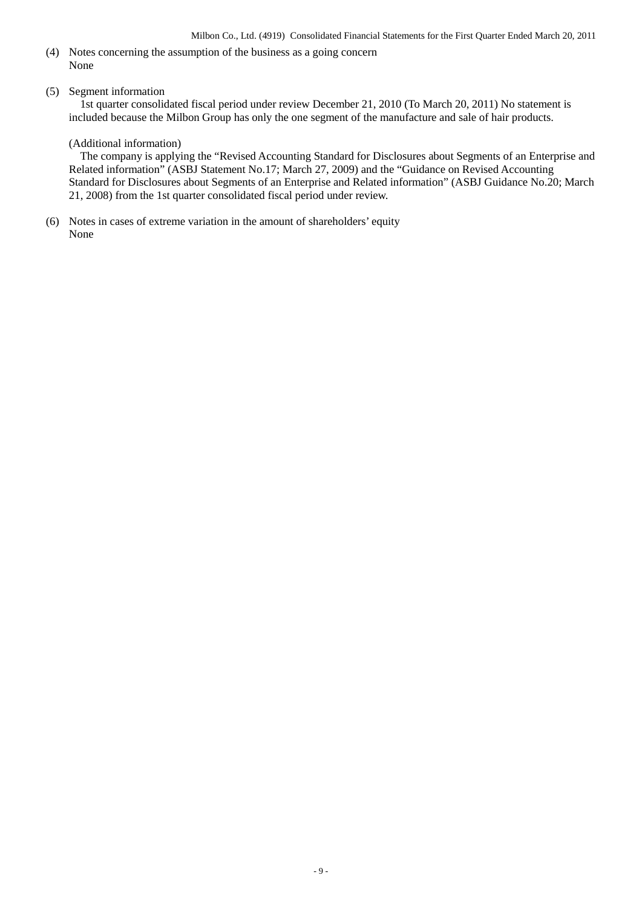(4) Notes concerning the assumption of the business as a going concern

None

(5) Segment information

1st quarter consolidated fiscal period under review December 21, 2010 (To March 20, 2011) No statement is included because the Milbon Group has only the one segment of the manufacture and sale of hair products.

(Additional information)

The company is applying the “Revised Accounting Standard for Disclosures about Segments of an Enterprise and Related information” (ASBJ Statement No.17; March 27, 2009) and the “Guidance on Revised Accounting Standard for Disclosures about Segments of an Enterprise and Related information” (ASBJ Guidance No.20; March 21, 2008) from the 1st quarter consolidated fiscal period under review.

(6) Notes in cases of extreme variation in the amount of shareholders’ equity

None